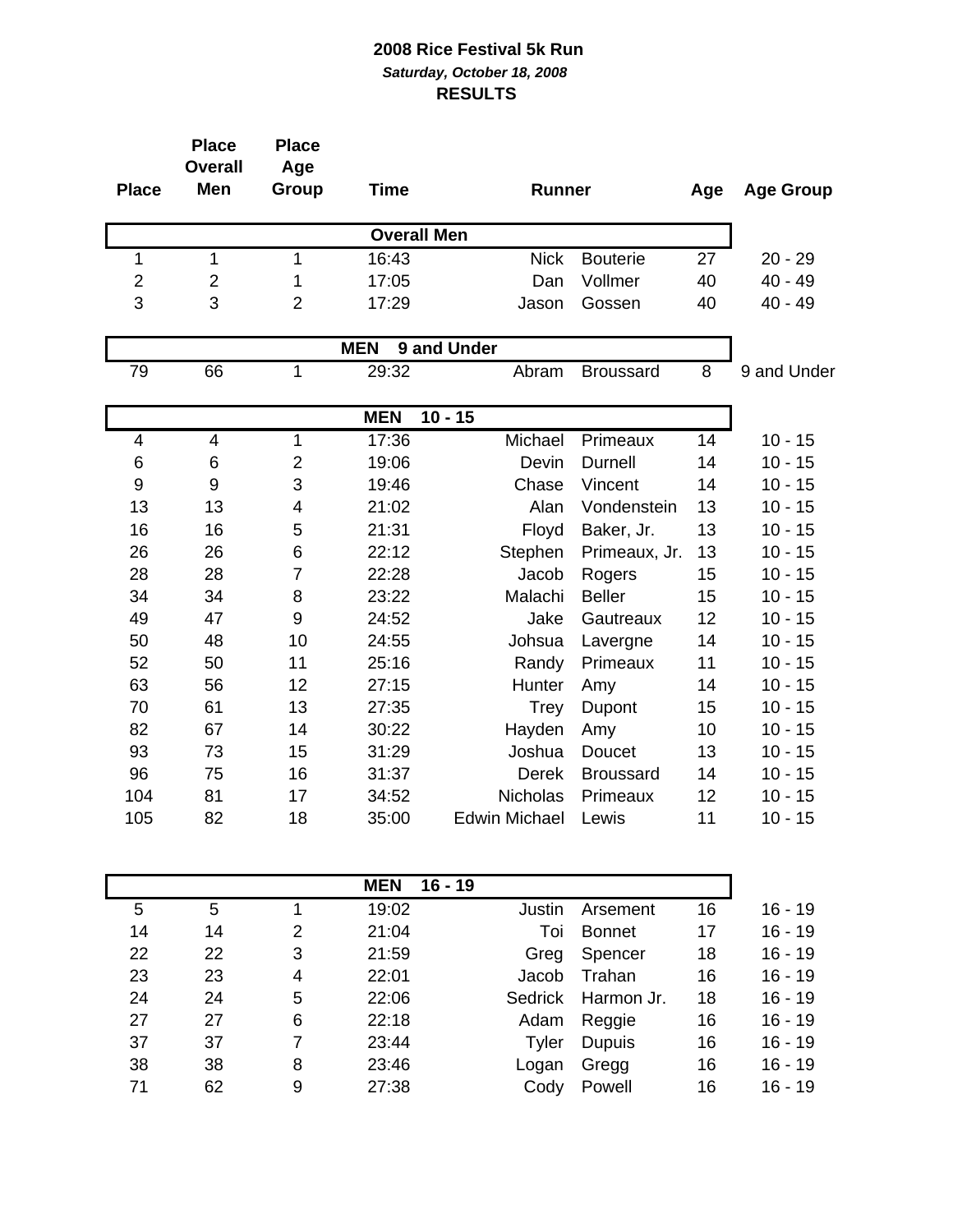**2008 Rice Festival 5k Run**

***Saturday, October 18, 2008***

**RESULTS**

| Place | Place Overall Men | Place Age Group | Time | Runner | | Age | Age Group |
|---|---|---|---|---|---|---|---|
| | | | **Overall Men** | | | | |
| 1 | 1 | 1 | 16:43 | Nick | Bouterie | 27 | 20 - 29 |
| 2 | 2 | 1 | 17:05 | Dan | Vollmer | 40 | 40 - 49 |
| 3 | 3 | 2 | 17:29 | Jason | Gossen | 40 | 40 - 49 |
| | | | **MEN 9 and Under** | | | | |
| 79 | 66 | 1 | 29:32 | Abram | Broussard | 8 | 9 and Under |
| | | | **MEN 10 - 15** | | | | |
| 4 | 4 | 1 | 17:36 | Michael | Primeaux | 14 | 10 - 15 |
| 6 | 6 | 2 | 19:06 | Devin | Durnell | 14 | 10 - 15 |
| 9 | 9 | 3 | 19:46 | Chase | Vincent | 14 | 10 - 15 |
| 13 | 13 | 4 | 21:02 | Alan | Vondenstein | 13 | 10 - 15 |
| 16 | 16 | 5 | 21:31 | Floyd | Baker, Jr. | 13 | 10 - 15 |
| 26 | 26 | 6 | 22:12 | Stephen | Primeaux, Jr. | 13 | 10 - 15 |
| 28 | 28 | 7 | 22:28 | Jacob | Rogers | 15 | 10 - 15 |
| 34 | 34 | 8 | 23:22 | Malachi | Beller | 15 | 10 - 15 |
| 49 | 47 | 9 | 24:52 | Jake | Gautreaux | 12 | 10 - 15 |
| 50 | 48 | 10 | 24:55 | Johsua | Lavergne | 14 | 10 - 15 |
| 52 | 50 | 11 | 25:16 | Randy | Primeaux | 11 | 10 - 15 |
| 63 | 56 | 12 | 27:15 | Hunter | Amy | 14 | 10 - 15 |
| 70 | 61 | 13 | 27:35 | Trey | Dupont | 15 | 10 - 15 |
| 82 | 67 | 14 | 30:22 | Hayden | Amy | 10 | 10 - 15 |
| 93 | 73 | 15 | 31:29 | Joshua | Doucet | 13 | 10 - 15 |
| 96 | 75 | 16 | 31:37 | Derek | Broussard | 14 | 10 - 15 |
| 104 | 81 | 17 | 34:52 | Nicholas | Primeaux | 12 | 10 - 15 |
| 105 | 82 | 18 | 35:00 | Edwin Michael | Lewis | 11 | 10 - 15 |
| | | | **MEN 16 - 19** | | | | |
| 5 | 5 | 1 | 19:02 | Justin | Arsement | 16 | 16 - 19 |
| 14 | 14 | 2 | 21:04 | Toi | Bonnet | 17 | 16 - 19 |
| 22 | 22 | 3 | 21:59 | Greg | Spencer | 18 | 16 - 19 |
| 23 | 23 | 4 | 22:01 | Jacob | Trahan | 16 | 16 - 19 |
| 24 | 24 | 5 | 22:06 | Sedrick | Harmon Jr. | 18 | 16 - 19 |
| 27 | 27 | 6 | 22:18 | Adam | Reggie | 16 | 16 - 19 |
| 37 | 37 | 7 | 23:44 | Tyler | Dupuis | 16 | 16 - 19 |
| 38 | 38 | 8 | 23:46 | Logan | Gregg | 16 | 16 - 19 |
| 71 | 62 | 9 | 27:38 | Cody | Powell | 16 | 16 - 19 |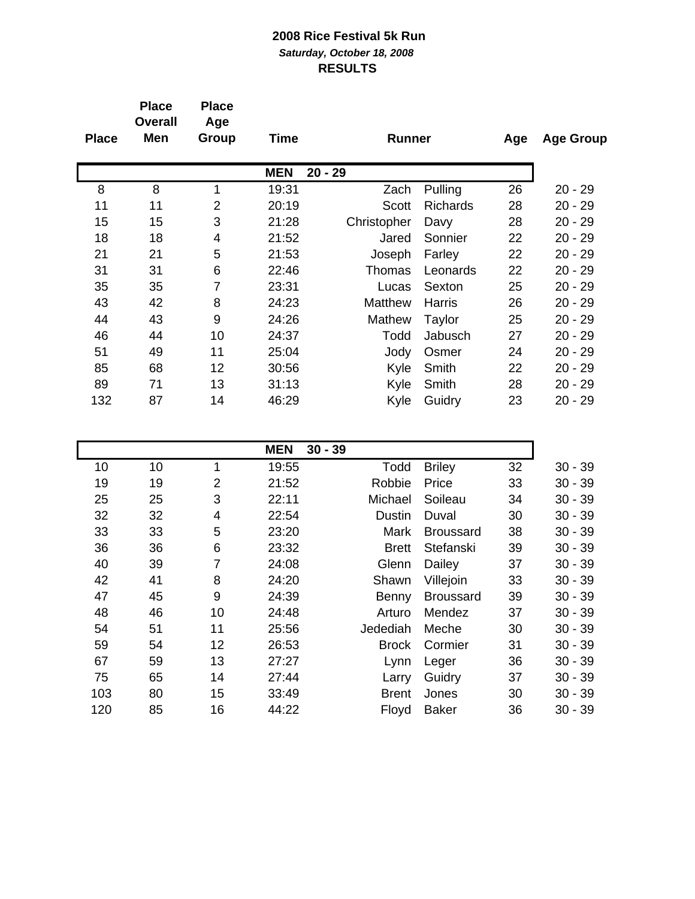# 2008 Rice Festival 5k Run

***Saturday, October 18, 2008***

**RESULTS**

| Place | Place Overall Men | Place Age Group | Time | Runner | | Age | Age Group |
|---|---|---|---|---|---|---|---|
| | | | **MEN** | **20 - 29** | | | |
| 8 | 8 | 1 | 19:31 | Zach | Pulling | 26 | 20 - 29 |
| 11 | 11 | 2 | 20:19 | Scott | Richards | 28 | 20 - 29 |
| 15 | 15 | 3 | 21:28 | Christopher | Davy | 28 | 20 - 29 |
| 18 | 18 | 4 | 21:52 | Jared | Sonnier | 22 | 20 - 29 |
| 21 | 21 | 5 | 21:53 | Joseph | Farley | 22 | 20 - 29 |
| 31 | 31 | 6 | 22:46 | Thomas | Leonards | 22 | 20 - 29 |
| 35 | 35 | 7 | 23:31 | Lucas | Sexton | 25 | 20 - 29 |
| 43 | 42 | 8 | 24:23 | Matthew | Harris | 26 | 20 - 29 |
| 44 | 43 | 9 | 24:26 | Mathew | Taylor | 25 | 20 - 29 |
| 46 | 44 | 10 | 24:37 | Todd | Jabusch | 27 | 20 - 29 |
| 51 | 49 | 11 | 25:04 | Jody | Osmer | 24 | 20 - 29 |
| 85 | 68 | 12 | 30:56 | Kyle | Smith | 22 | 20 - 29 |
| 89 | 71 | 13 | 31:13 | Kyle | Smith | 28 | 20 - 29 |
| 132 | 87 | 14 | 46:29 | Kyle | Guidry | 23 | 20 - 29 |
| | | | **MEN** | **30 - 39** | | | |
| 10 | 10 | 1 | 19:55 | Todd | Briley | 32 | 30 - 39 |
| 19 | 19 | 2 | 21:52 | Robbie | Price | 33 | 30 - 39 |
| 25 | 25 | 3 | 22:11 | Michael | Soileau | 34 | 30 - 39 |
| 32 | 32 | 4 | 22:54 | Dustin | Duval | 30 | 30 - 39 |
| 33 | 33 | 5 | 23:20 | Mark | Broussard | 38 | 30 - 39 |
| 36 | 36 | 6 | 23:32 | Brett | Stefanski | 39 | 30 - 39 |
| 40 | 39 | 7 | 24:08 | Glenn | Dailey | 37 | 30 - 39 |
| 42 | 41 | 8 | 24:20 | Shawn | Villejoin | 33 | 30 - 39 |
| 47 | 45 | 9 | 24:39 | Benny | Broussard | 39 | 30 - 39 |
| 48 | 46 | 10 | 24:48 | Arturo | Mendez | 37 | 30 - 39 |
| 54 | 51 | 11 | 25:56 | Jedediah | Meche | 30 | 30 - 39 |
| 59 | 54 | 12 | 26:53 | Brock | Cormier | 31 | 30 - 39 |
| 67 | 59 | 13 | 27:27 | Lynn | Leger | 36 | 30 - 39 |
| 75 | 65 | 14 | 27:44 | Larry | Guidry | 37 | 30 - 39 |
| 103 | 80 | 15 | 33:49 | Brent | Jones | 30 | 30 - 39 |
| 120 | 85 | 16 | 44:22 | Floyd | Baker | 36 | 30 - 39 |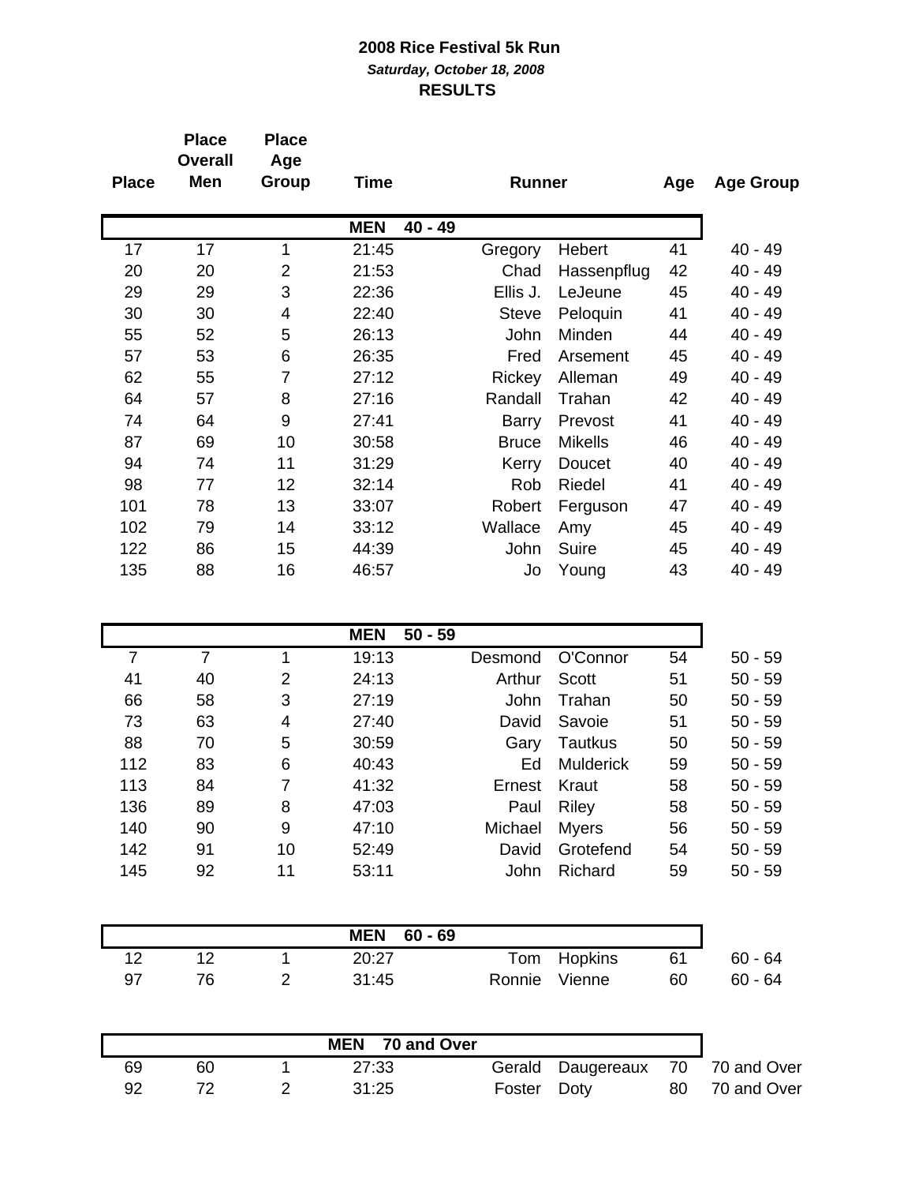**2008 Rice Festival 5k Run**

***Saturday, October 18, 2008***

**RESULTS**

| Place | Place Overall Men | Place Age Group | Time | Runner | | Age | Age Group |
|---|---|---|---|---|---|---|---|
| | | | **MEN 40 - 49** | | | | |
| 17 | 17 | 1 | 21:45 | Gregory | Hebert | 41 | 40 - 49 |
| 20 | 20 | 2 | 21:53 | Chad | Hassenpflug | 42 | 40 - 49 |
| 29 | 29 | 3 | 22:36 | Ellis J. | LeJeune | 45 | 40 - 49 |
| 30 | 30 | 4 | 22:40 | Steve | Peloquin | 41 | 40 - 49 |
| 55 | 52 | 5 | 26:13 | John | Minden | 44 | 40 - 49 |
| 57 | 53 | 6 | 26:35 | Fred | Arsement | 45 | 40 - 49 |
| 62 | 55 | 7 | 27:12 | Rickey | Alleman | 49 | 40 - 49 |
| 64 | 57 | 8 | 27:16 | Randall | Trahan | 42 | 40 - 49 |
| 74 | 64 | 9 | 27:41 | Barry | Prevost | 41 | 40 - 49 |
| 87 | 69 | 10 | 30:58 | Bruce | Mikells | 46 | 40 - 49 |
| 94 | 74 | 11 | 31:29 | Kerry | Doucet | 40 | 40 - 49 |
| 98 | 77 | 12 | 32:14 | Rob | Riedel | 41 | 40 - 49 |
| 101 | 78 | 13 | 33:07 | Robert | Ferguson | 47 | 40 - 49 |
| 102 | 79 | 14 | 33:12 | Wallace | Amy | 45 | 40 - 49 |
| 122 | 86 | 15 | 44:39 | John | Suire | 45 | 40 - 49 |
| 135 | 88 | 16 | 46:57 | Jo | Young | 43 | 40 - 49 |
| | | | **MEN 50 - 59** | | | | |
| 7 | 7 | 1 | 19:13 | Desmond | O'Connor | 54 | 50 - 59 |
| 41 | 40 | 2 | 24:13 | Arthur | Scott | 51 | 50 - 59 |
| 66 | 58 | 3 | 27:19 | John | Trahan | 50 | 50 - 59 |
| 73 | 63 | 4 | 27:40 | David | Savoie | 51 | 50 - 59 |
| 88 | 70 | 5 | 30:59 | Gary | Tautkus | 50 | 50 - 59 |
| 112 | 83 | 6 | 40:43 | Ed | Mulderick | 59 | 50 - 59 |
| 113 | 84 | 7 | 41:32 | Ernest | Kraut | 58 | 50 - 59 |
| 136 | 89 | 8 | 47:03 | Paul | Riley | 58 | 50 - 59 |
| 140 | 90 | 9 | 47:10 | Michael | Myers | 56 | 50 - 59 |
| 142 | 91 | 10 | 52:49 | David | Grotefend | 54 | 50 - 59 |
| 145 | 92 | 11 | 53:11 | John | Richard | 59 | 50 - 59 |
| | | | **MEN 60 - 69** | | | | |
| 12 | 12 | 1 | 20:27 | Tom | Hopkins | 61 | 60 - 64 |
| 97 | 76 | 2 | 31:45 | Ronnie | Vienne | 60 | 60 - 64 |
| | | | **MEN 70 and Over** | | | | |
| 69 | 60 | 1 | 27:33 | Gerald | Daugereaux | 70 | 70 and Over |
| 92 | 72 | 2 | 31:25 | Foster | Doty | 80 | 70 and Over |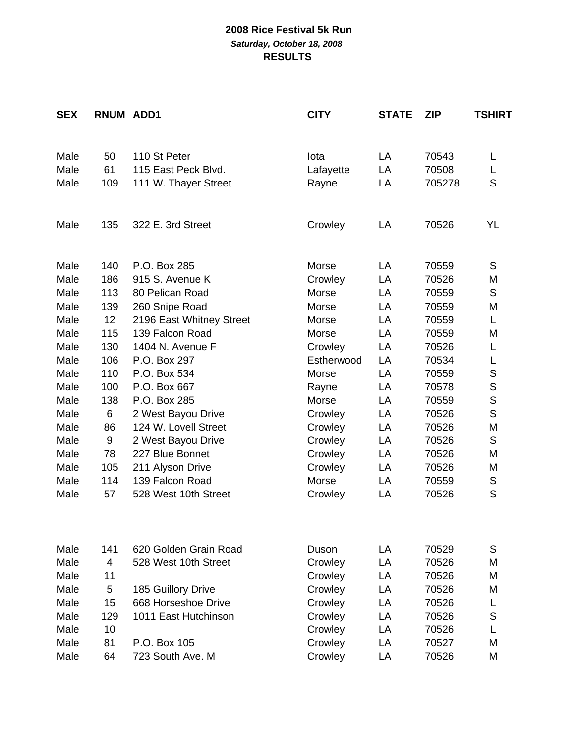**2008 Rice Festival 5k Run**

***Saturday, October 18, 2008***

**RESULTS**

| SEX | RNUM | ADD1 | CITY | STATE | ZIP | TSHIRT |
|---|---|---|---|---|---|---|
| Male | 50 | 110 St Peter | Iota | LA | 70543 | L |
| Male | 61 | 115 East Peck Blvd. | Lafayette | LA | 70508 | L |
| Male | 109 | 111 W. Thayer Street | Rayne | LA | 705278 | S |
| Male | 135 | 322 E. 3rd Street | Crowley | LA | 70526 | YL |
| Male | 140 | P.O. Box 285 | Morse | LA | 70559 | S |
| Male | 186 | 915 S. Avenue K | Crowley | LA | 70526 | M |
| Male | 113 | 80 Pelican Road | Morse | LA | 70559 | S |
| Male | 139 | 260 Snipe Road | Morse | LA | 70559 | M |
| Male | 12 | 2196 East Whitney Street | Morse | LA | 70559 | L |
| Male | 115 | 139 Falcon Road | Morse | LA | 70559 | M |
| Male | 130 | 1404 N. Avenue F | Crowley | LA | 70526 | L |
| Male | 106 | P.O. Box 297 | Estherwood | LA | 70534 | L |
| Male | 110 | P.O. Box 534 | Morse | LA | 70559 | S |
| Male | 100 | P.O. Box 667 | Rayne | LA | 70578 | S |
| Male | 138 | P.O. Box 285 | Morse | LA | 70559 | S |
| Male | 6 | 2 West Bayou Drive | Crowley | LA | 70526 | S |
| Male | 86 | 124 W. Lovell Street | Crowley | LA | 70526 | M |
| Male | 9 | 2 West Bayou Drive | Crowley | LA | 70526 | S |
| Male | 78 | 227 Blue Bonnet | Crowley | LA | 70526 | M |
| Male | 105 | 211 Alyson Drive | Crowley | LA | 70526 | M |
| Male | 114 | 139 Falcon Road | Morse | LA | 70559 | S |
| Male | 57 | 528 West 10th Street | Crowley | LA | 70526 | S |
| Male | 141 | 620 Golden Grain Road | Duson | LA | 70529 | S |
| Male | 4 | 528 West 10th Street | Crowley | LA | 70526 | M |
| Male | 11 | | Crowley | LA | 70526 | M |
| Male | 5 | 185 Guillory Drive | Crowley | LA | 70526 | M |
| Male | 15 | 668 Horseshoe Drive | Crowley | LA | 70526 | L |
| Male | 129 | 1011 East Hutchinson | Crowley | LA | 70526 | S |
| Male | 10 | | Crowley | LA | 70526 | L |
| Male | 81 | P.O. Box 105 | Crowley | LA | 70527 | M |
| Male | 64 | 723 South Ave. M | Crowley | LA | 70526 | M |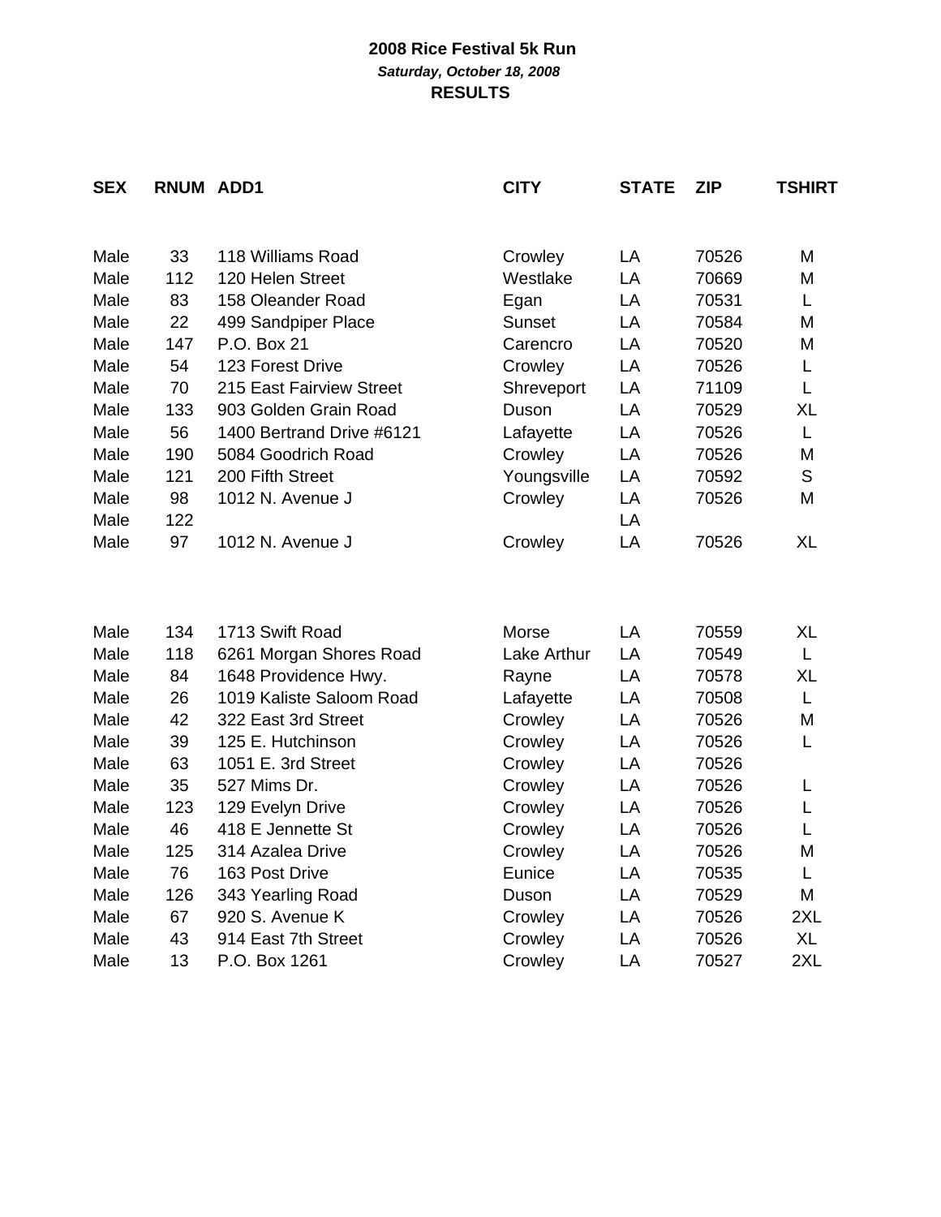**2008 Rice Festival 5k Run**

***Saturday, October 18, 2008***

**RESULTS**

| SEX | RNUM | ADD1 | CITY | STATE | ZIP | TSHIRT |
|---|---|---|---|---|---|---|
| Male | 33 | 118 Williams Road | Crowley | LA | 70526 | M |
| Male | 112 | 120 Helen Street | Westlake | LA | 70669 | M |
| Male | 83 | 158 Oleander Road | Egan | LA | 70531 | L |
| Male | 22 | 499 Sandpiper Place | Sunset | LA | 70584 | M |
| Male | 147 | P.O. Box 21 | Carencro | LA | 70520 | M |
| Male | 54 | 123 Forest Drive | Crowley | LA | 70526 | L |
| Male | 70 | 215 East Fairview Street | Shreveport | LA | 71109 | L |
| Male | 133 | 903 Golden Grain Road | Duson | LA | 70529 | XL |
| Male | 56 | 1400 Bertrand Drive #6121 | Lafayette | LA | 70526 | L |
| Male | 190 | 5084 Goodrich Road | Crowley | LA | 70526 | M |
| Male | 121 | 200 Fifth Street | Youngsville | LA | 70592 | S |
| Male | 98 | 1012 N. Avenue J | Crowley | LA | 70526 | M |
| Male | 122 | | | LA | | |
| Male | 97 | 1012 N. Avenue J | Crowley | LA | 70526 | XL |
| Male | 134 | 1713 Swift Road | Morse | LA | 70559 | XL |
| Male | 118 | 6261 Morgan Shores Road | Lake Arthur | LA | 70549 | L |
| Male | 84 | 1648 Providence Hwy. | Rayne | LA | 70578 | XL |
| Male | 26 | 1019 Kaliste Saloom Road | Lafayette | LA | 70508 | L |
| Male | 42 | 322 East 3rd Street | Crowley | LA | 70526 | M |
| Male | 39 | 125 E. Hutchinson | Crowley | LA | 70526 | L |
| Male | 63 | 1051 E. 3rd Street | Crowley | LA | 70526 | |
| Male | 35 | 527 Mims Dr. | Crowley | LA | 70526 | L |
| Male | 123 | 129 Evelyn Drive | Crowley | LA | 70526 | L |
| Male | 46 | 418 E Jennette St | Crowley | LA | 70526 | L |
| Male | 125 | 314 Azalea Drive | Crowley | LA | 70526 | M |
| Male | 76 | 163 Post Drive | Eunice | LA | 70535 | L |
| Male | 126 | 343 Yearling Road | Duson | LA | 70529 | M |
| Male | 67 | 920 S. Avenue K | Crowley | LA | 70526 | 2XL |
| Male | 43 | 914 East 7th Street | Crowley | LA | 70526 | XL |
| Male | 13 | P.O. Box 1261 | Crowley | LA | 70527 | 2XL |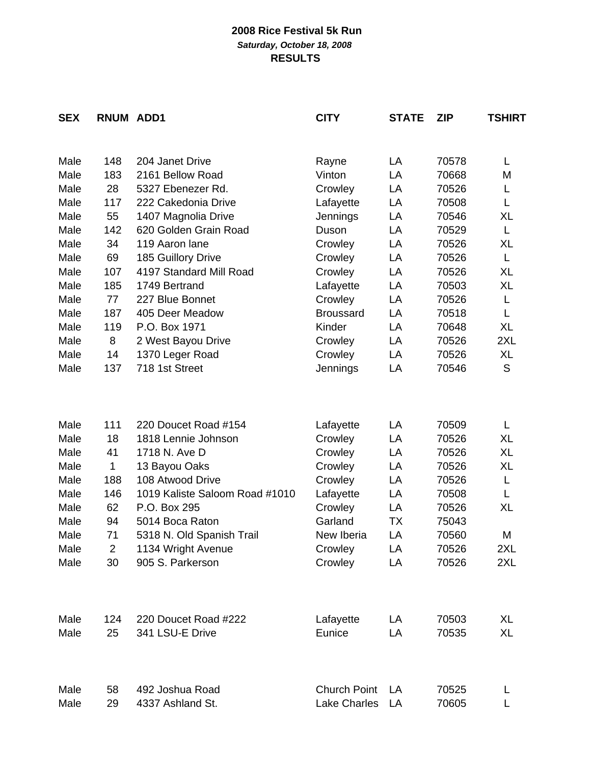**2008 Rice Festival 5k Run**

***Saturday, October 18, 2008***

**RESULTS**

| SEX | RNUM | ADD1 | CITY | STATE | ZIP | TSHIRT |
|---|---|---|---|---|---|---|
| Male | 148 | 204 Janet Drive | Rayne | LA | 70578 | L |
| Male | 183 | 2161 Bellow Road | Vinton | LA | 70668 | M |
| Male | 28 | 5327 Ebenezer Rd. | Crowley | LA | 70526 | L |
| Male | 117 | 222 Cakedonia Drive | Lafayette | LA | 70508 | L |
| Male | 55 | 1407 Magnolia Drive | Jennings | LA | 70546 | XL |
| Male | 142 | 620 Golden Grain Road | Duson | LA | 70529 | L |
| Male | 34 | 119 Aaron lane | Crowley | LA | 70526 | XL |
| Male | 69 | 185 Guillory Drive | Crowley | LA | 70526 | L |
| Male | 107 | 4197 Standard Mill Road | Crowley | LA | 70526 | XL |
| Male | 185 | 1749 Bertrand | Lafayette | LA | 70503 | XL |
| Male | 77 | 227 Blue Bonnet | Crowley | LA | 70526 | L |
| Male | 187 | 405 Deer Meadow | Broussard | LA | 70518 | L |
| Male | 119 | P.O. Box 1971 | Kinder | LA | 70648 | XL |
| Male | 8 | 2 West Bayou Drive | Crowley | LA | 70526 | 2XL |
| Male | 14 | 1370 Leger Road | Crowley | LA | 70526 | XL |
| Male | 137 | 718 1st Street | Jennings | LA | 70546 | S |
| | | | | | | |
| Male | 111 | 220 Doucet Road #154 | Lafayette | LA | 70509 | L |
| Male | 18 | 1818 Lennie Johnson | Crowley | LA | 70526 | XL |
| Male | 41 | 1718 N. Ave D | Crowley | LA | 70526 | XL |
| Male | 1 | 13 Bayou Oaks | Crowley | LA | 70526 | XL |
| Male | 188 | 108 Atwood Drive | Crowley | LA | 70526 | L |
| Male | 146 | 1019 Kaliste Saloom Road #1010 | Lafayette | LA | 70508 | L |
| Male | 62 | P.O. Box 295 | Crowley | LA | 70526 | XL |
| Male | 94 | 5014 Boca Raton | Garland | TX | 75043 | |
| Male | 71 | 5318 N. Old Spanish Trail | New Iberia | LA | 70560 | M |
| Male | 2 | 1134 Wright Avenue | Crowley | LA | 70526 | 2XL |
| Male | 30 | 905 S. Parkerson | Crowley | LA | 70526 | 2XL |
| | | | | | | |
| Male | 124 | 220 Doucet Road #222 | Lafayette | LA | 70503 | XL |
| Male | 25 | 341 LSU-E Drive | Eunice | LA | 70535 | XL |
| | | | | | | |
| Male | 58 | 492 Joshua Road | Church Point | LA | 70525 | L |
| Male | 29 | 4337 Ashland St. | Lake Charles | LA | 70605 | L |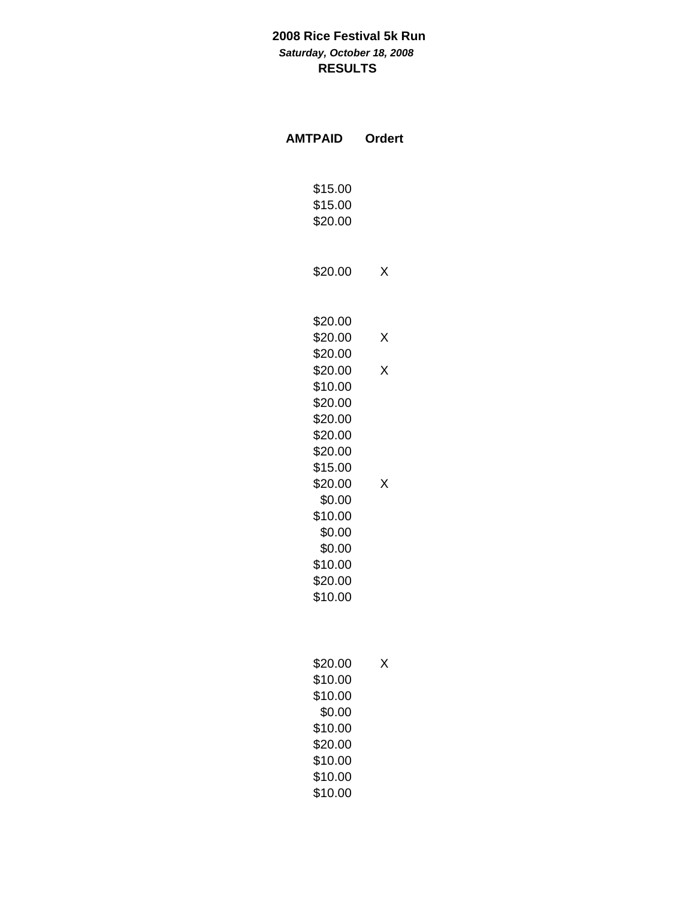**2008 Rice Festival 5k Run**

***Saturday, October 18, 2008***

**RESULTS**

| AMTPAID | Ordert |
|---|---|
| $15.00 | |
| $15.00 | |
| $20.00 | |
| | |
| $20.00 | X |
| | |
| $20.00 | |
| $20.00 | X |
| $20.00 | |
| $20.00 | X |
| $10.00 | |
| $20.00 | |
| $20.00 | |
| $20.00 | |
| $20.00 | |
| $15.00 | |
| $20.00 | X |
| $0.00 | |
| $10.00 | |
| $0.00 | |
| $0.00 | |
| $10.00 | |
| $20.00 | |
| $10.00 | |
| | |
| $20.00 | X |
| $10.00 | |
| $10.00 | |
| $0.00 | |
| $10.00 | |
| $20.00 | |
| $10.00 | |
| $10.00 | |
| $10.00 | |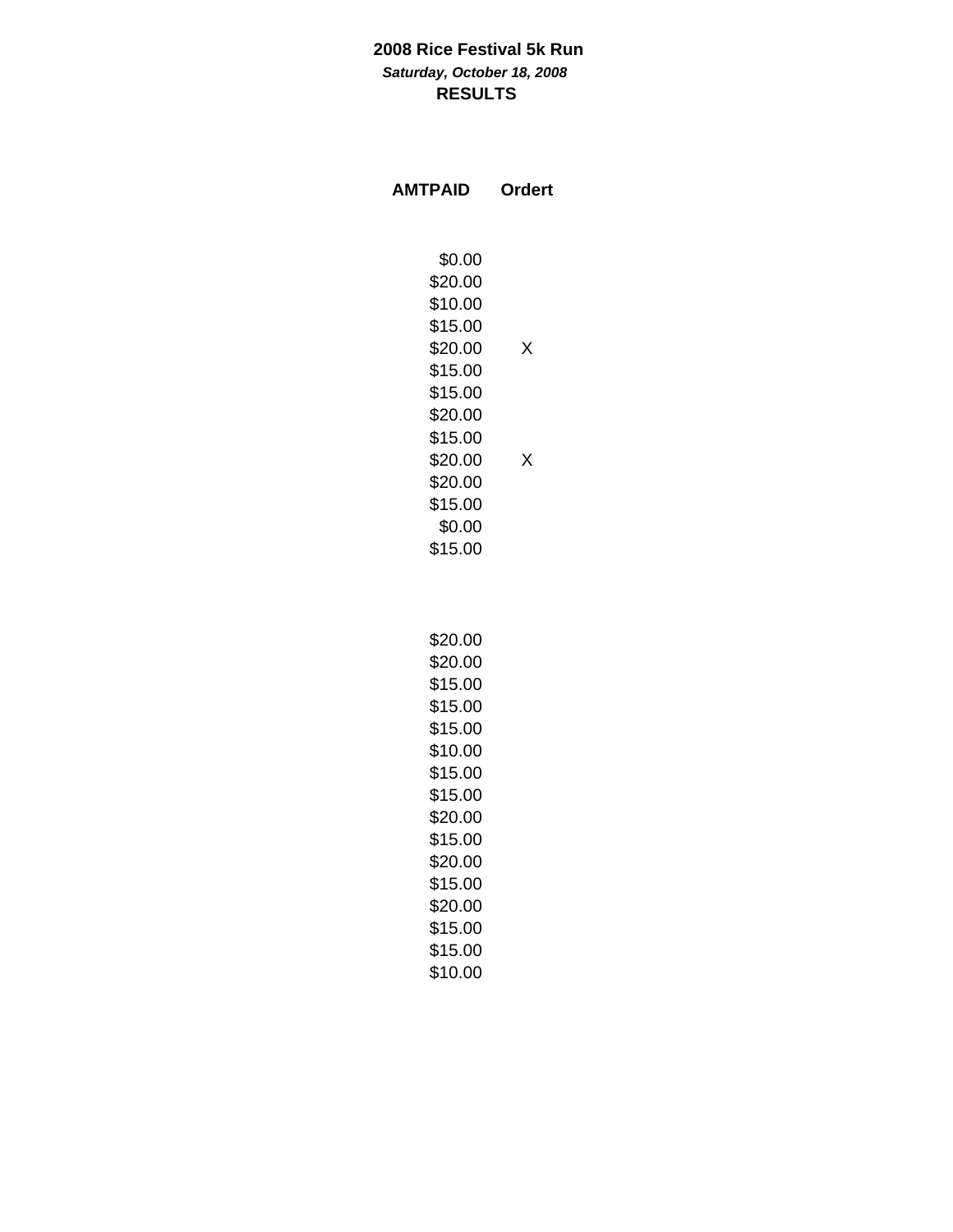**2008 Rice Festival 5k Run**

***Saturday, October 18, 2008***

**RESULTS**

| AMTPAID | Ordert |
|---|---|
| $0.00 | |
| $20.00 | |
| $10.00 | |
| $15.00 | |
| $20.00 | X |
| $15.00 | |
| $15.00 | |
| $20.00 | |
| $15.00 | |
| $20.00 | X |
| $20.00 | |
| $15.00 | |
| $0.00 | |
| $15.00 | |
| | |
| | |
| | |
| $20.00 | |
| $20.00 | |
| $15.00 | |
| $15.00 | |
| $15.00 | |
| $10.00 | |
| $15.00 | |
| $15.00 | |
| $20.00 | |
| $15.00 | |
| $20.00 | |
| $15.00 | |
| $20.00 | |
| $15.00 | |
| $15.00 | |
| $10.00 | |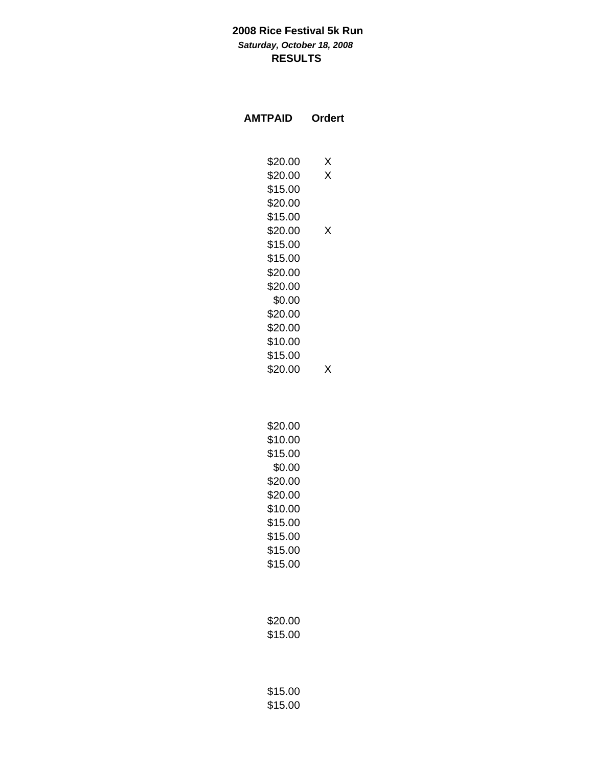**2008 Rice Festival 5k Run**

***Saturday, October 18, 2008***

**RESULTS**

| AMTPAID | Ordert |
|---|---|
| $20.00 | X |
| $20.00 | X |
| $15.00 | |
| $20.00 | |
| $15.00 | |
| $20.00 | X |
| $15.00 | |
| $15.00 | |
| $20.00 | |
| $20.00 | |
| $0.00 | |
| $20.00 | |
| $20.00 | |
| $10.00 | |
| $15.00 | |
| $20.00 | X |
| | |
| $20.00 | |
| $10.00 | |
| $15.00 | |
| $0.00 | |
| $20.00 | |
| $20.00 | |
| $10.00 | |
| $15.00 | |
| $15.00 | |
| $15.00 | |
| $15.00 | |
| | |
| $20.00 | |
| $15.00 | |
| | |
| $15.00 | |
| $15.00 | |